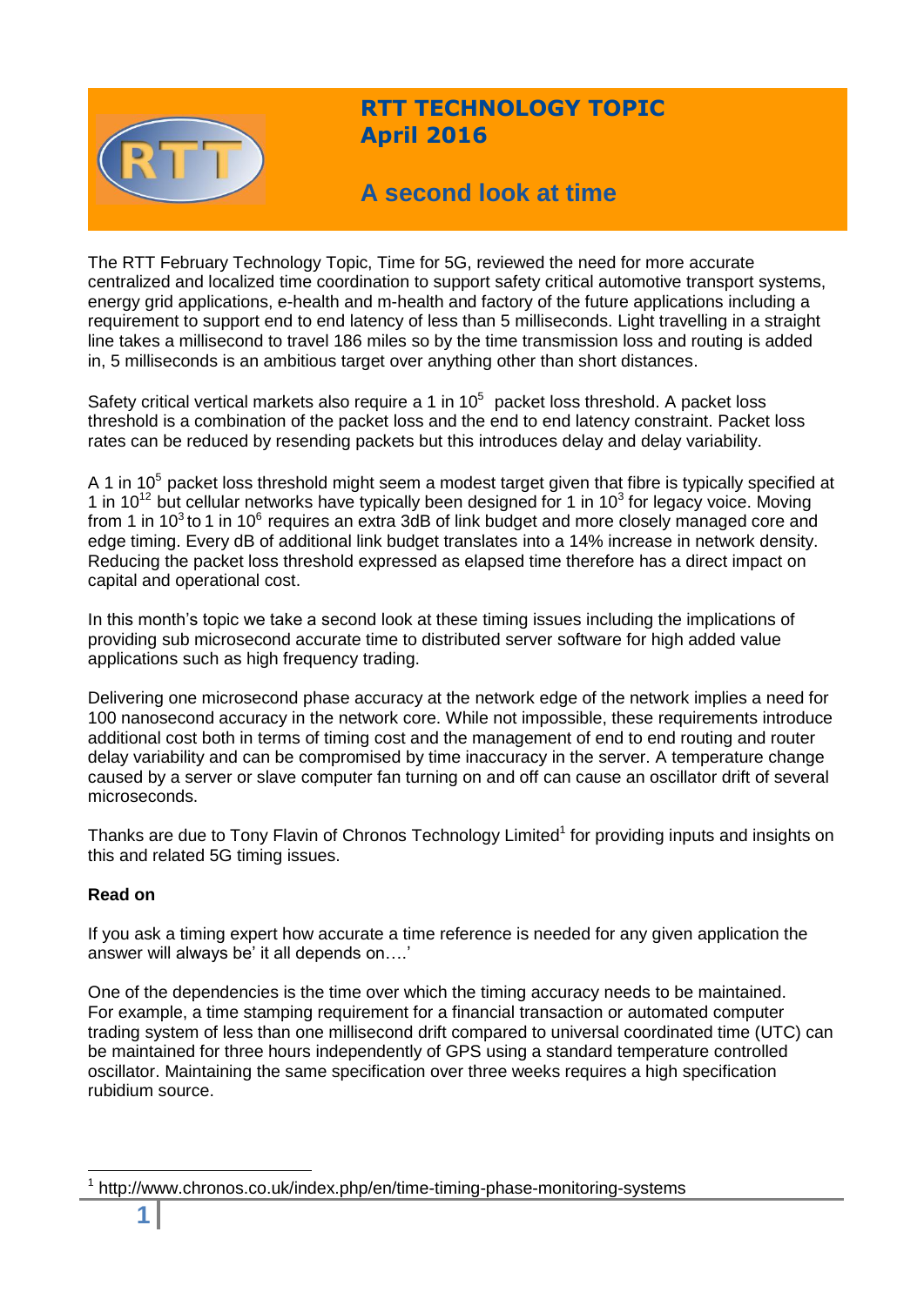# RTT TECHNOLOGY TOPIC
## April 2016

## A second look at time

The RTT February Technology Topic, Time for 5G, reviewed the need for more accurate centralized and localized time coordination to support safety critical automotive transport systems, energy grid applications, e-health and m-health and factory of the future applications including a requirement to support end to end latency of less than 5 milliseconds. Light travelling in a straight line takes a millisecond to travel 186 miles so by the time transmission loss and routing is added in, 5 milliseconds is an ambitious target over anything other than short distances.

Safety critical vertical markets also require a 1 in $10^5$ packet loss threshold. A packet loss threshold is a combination of the packet loss and the end to end latency constraint. Packet loss rates can be reduced by resending packets but this introduces delay and delay variability.

A 1 in $10^5$ packet loss threshold might seem a modest target given that fibre is typically specified at 1 in $10^{12}$ but cellular networks have typically been designed for 1 in $10^3$ for legacy voice. Moving from 1 in $10^3$ to 1 in $10^6$ requires an extra 3dB of link budget and more closely managed core and edge timing. Every dB of additional link budget translates into a 14% increase in network density. Reducing the packet loss threshold expressed as elapsed time therefore has a direct impact on capital and operational cost.

In this month's topic we take a second look at these timing issues including the implications of providing sub microsecond accurate time to distributed server software for high added value applications such as high frequency trading.

Delivering one microsecond phase accuracy at the network edge of the network implies a need for 100 nanosecond accuracy in the network core. While not impossible, these requirements introduce additional cost both in terms of timing cost and the management of end to end routing and router delay variability and can be compromised by time inaccuracy in the server. A temperature change caused by a server or slave computer fan turning on and off can cause an oscillator drift of several microseconds.

Thanks are due to Tony Flavin of Chronos Technology Limited[1] for providing inputs and insights on this and related 5G timing issues.

**Read on**

If you ask a timing expert how accurate a time reference is needed for any given application the answer will always be' it all depends on….'

One of the dependencies is the time over which the timing accuracy needs to be maintained. For example, a time stamping requirement for a financial transaction or automated computer trading system of less than one millisecond drift compared to universal coordinated time (UTC) can be maintained for three hours independently of GPS using a standard temperature controlled oscillator. Maintaining the same specification over three weeks requires a high specification rubidium source.

[1] http://www.chronos.co.uk/index.php/en/time-timing-phase-monitoring-systems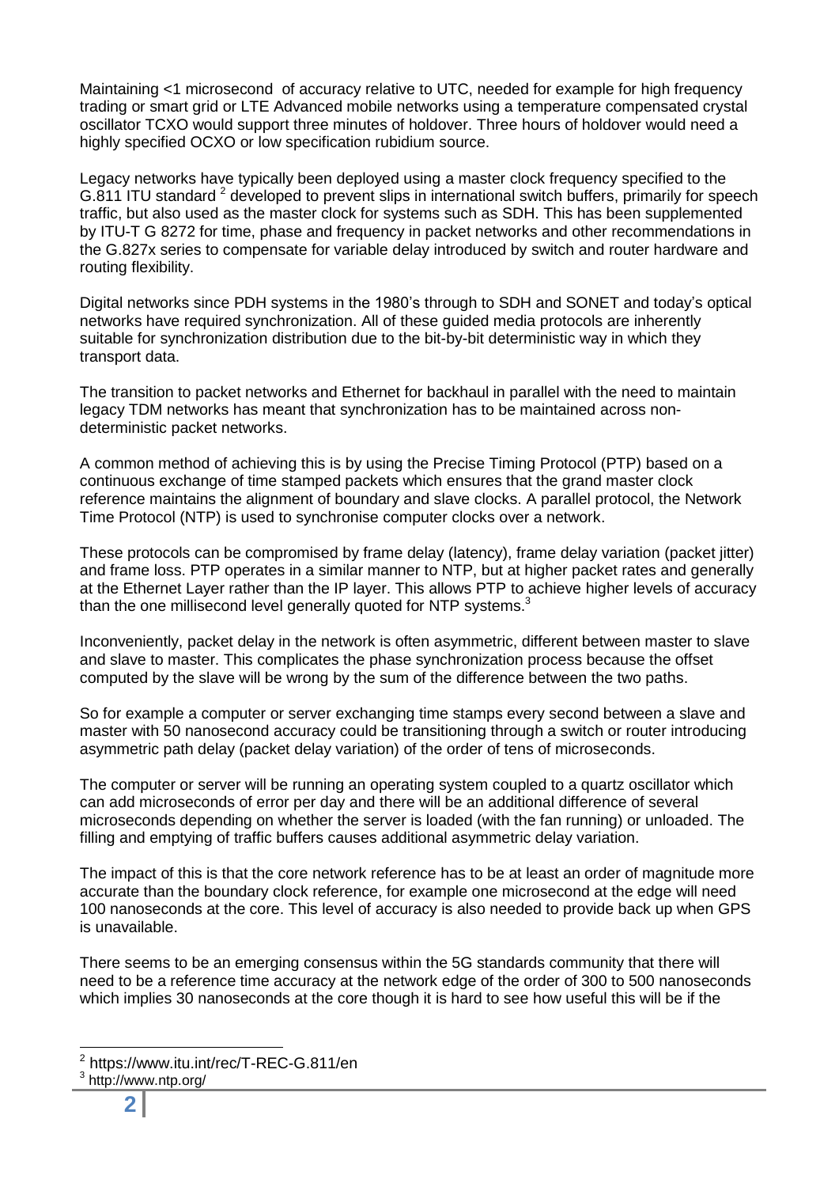Maintaining <1 microsecond of accuracy relative to UTC, needed for example for high frequency trading or smart grid or LTE Advanced mobile networks using a temperature compensated crystal oscillator TCXO would support three minutes of holdover. Three hours of holdover would need a highly specified OCXO or low specification rubidium source.

Legacy networks have typically been deployed using a master clock frequency specified to the G.811 ITU standard [2] developed to prevent slips in international switch buffers, primarily for speech traffic, but also used as the master clock for systems such as SDH. This has been supplemented by ITU-T G 8272 for time, phase and frequency in packet networks and other recommendations in the G.827x series to compensate for variable delay introduced by switch and router hardware and routing flexibility.

Digital networks since PDH systems in the 1980's through to SDH and SONET and today's optical networks have required synchronization. All of these guided media protocols are inherently suitable for synchronization distribution due to the bit-by-bit deterministic way in which they transport data.

The transition to packet networks and Ethernet for backhaul in parallel with the need to maintain legacy TDM networks has meant that synchronization has to be maintained across non-deterministic packet networks.

A common method of achieving this is by using the Precise Timing Protocol (PTP) based on a continuous exchange of time stamped packets which ensures that the grand master clock reference maintains the alignment of boundary and slave clocks. A parallel protocol, the Network Time Protocol (NTP) is used to synchronise computer clocks over a network.

These protocols can be compromised by frame delay (latency), frame delay variation (packet jitter) and frame loss. PTP operates in a similar manner to NTP, but at higher packet rates and generally at the Ethernet Layer rather than the IP layer. This allows PTP to achieve higher levels of accuracy than the one millisecond level generally quoted for NTP systems.[3]

Inconveniently, packet delay in the network is often asymmetric, different between master to slave and slave to master. This complicates the phase synchronization process because the offset computed by the slave will be wrong by the sum of the difference between the two paths.

So for example a computer or server exchanging time stamps every second between a slave and master with 50 nanosecond accuracy could be transitioning through a switch or router introducing asymmetric path delay (packet delay variation) of the order of tens of microseconds.

The computer or server will be running an operating system coupled to a quartz oscillator which can add microseconds of error per day and there will be an additional difference of several microseconds depending on whether the server is loaded (with the fan running) or unloaded. The filling and emptying of traffic buffers causes additional asymmetric delay variation.

The impact of this is that the core network reference has to be at least an order of magnitude more accurate than the boundary clock reference, for example one microsecond at the edge will need 100 nanoseconds at the core. This level of accuracy is also needed to provide back up when GPS is unavailable.

There seems to be an emerging consensus within the 5G standards community that there will need to be a reference time accuracy at the network edge of the order of 300 to 500 nanoseconds which implies 30 nanoseconds at the core though it is hard to see how useful this will be if the

[2] https://www.itu.int/rec/T-REC-G.811/en
[3] http://www.ntp.org/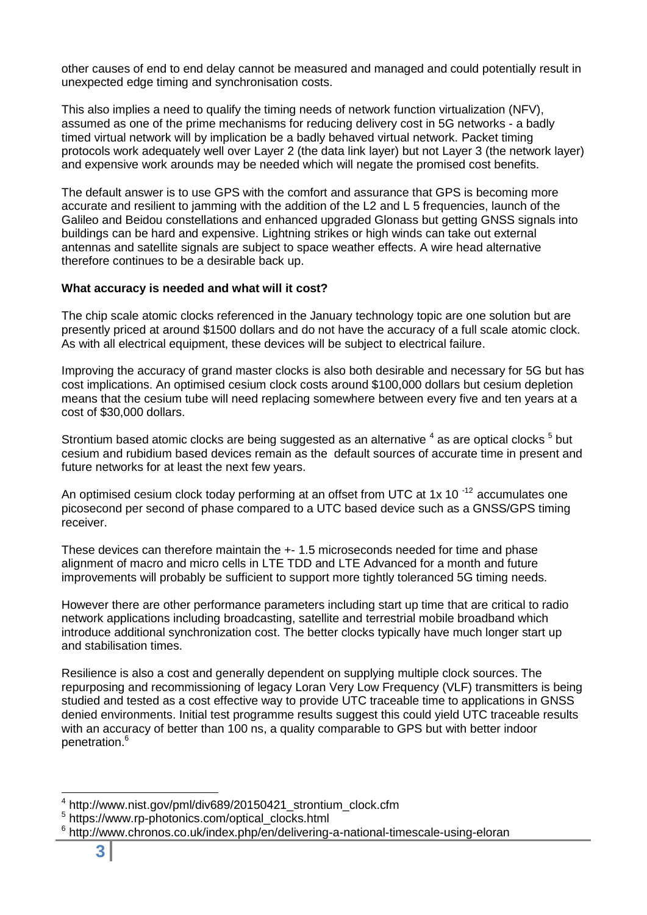other causes of end to end delay cannot be measured and managed and could potentially result in unexpected edge timing and synchronisation costs.

This also implies a need to qualify the timing needs of network function virtualization (NFV), assumed as one of the prime mechanisms for reducing delivery cost in 5G networks - a badly timed virtual network will by implication be a badly behaved virtual network. Packet timing protocols work adequately well over Layer 2 (the data link layer) but not Layer 3 (the network layer) and expensive work arounds may be needed which will negate the promised cost benefits.

The default answer is to use GPS with the comfort and assurance that GPS is becoming more accurate and resilient to jamming with the addition of the L2 and L 5 frequencies, launch of the Galileo and Beidou constellations and enhanced upgraded Glonass but getting GNSS signals into buildings can be hard and expensive. Lightning strikes or high winds can take out external antennas and satellite signals are subject to space weather effects. A wire head alternative therefore continues to be a desirable back up.

**What accuracy is needed and what will it cost?**

The chip scale atomic clocks referenced in the January technology topic are one solution but are presently priced at around $1500 dollars and do not have the accuracy of a full scale atomic clock. As with all electrical equipment, these devices will be subject to electrical failure.

Improving the accuracy of grand master clocks is also both desirable and necessary for 5G but has cost implications. An optimised cesium clock costs around $100,000 dollars but cesium depletion means that the cesium tube will need replacing somewhere between every five and ten years at a cost of $30,000 dollars.

Strontium based atomic clocks are being suggested as an alternative [4] as are optical clocks [5] but cesium and rubidium based devices remain as the default sources of accurate time in present and future networks for at least the next few years.

An optimised cesium clock today performing at an offset from UTC at $1\text{x } 10^{-12}$ accumulates one picosecond per second of phase compared to a UTC based device such as a GNSS/GPS timing receiver.

These devices can therefore maintain the +- 1.5 microseconds needed for time and phase alignment of macro and micro cells in LTE TDD and LTE Advanced for a month and future improvements will probably be sufficient to support more tightly toleranced 5G timing needs.

However there are other performance parameters including start up time that are critical to radio network applications including broadcasting, satellite and terrestrial mobile broadband which introduce additional synchronization cost. The better clocks typically have much longer start up and stabilisation times.

Resilience is also a cost and generally dependent on supplying multiple clock sources. The repurposing and recommissioning of legacy Loran Very Low Frequency (VLF) transmitters is being studied and tested as a cost effective way to provide UTC traceable time to applications in GNSS denied environments. Initial test programme results suggest this could yield UTC traceable results with an accuracy of better than 100 ns, a quality comparable to GPS but with better indoor penetration.[6]

---

[4] http://www.nist.gov/pml/div689/20150421_strontium_clock.cfm

[5] https://www.rp-photonics.com/optical_clocks.html

[6] http://www.chronos.co.uk/index.php/en/delivering-a-national-timescale-using-eloran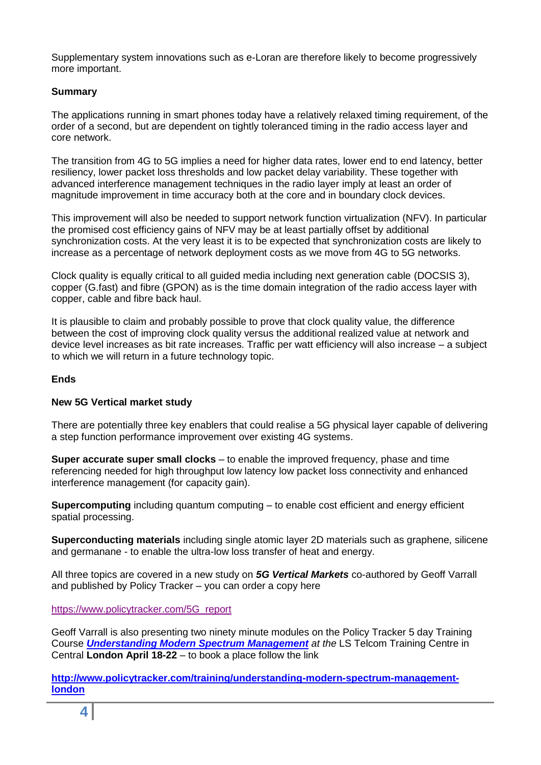Supplementary system innovations such as e-Loran are therefore likely to become progressively more important.

**Summary**

The applications running in smart phones today have a relatively relaxed timing requirement, of the order of a second, but are dependent on tightly toleranced timing in the radio access layer and core network.

The transition from 4G to 5G implies a need for higher data rates, lower end to end latency, better resiliency, lower packet loss thresholds and low packet delay variability. These together with advanced interference management techniques in the radio layer imply at least an order of magnitude improvement in time accuracy both at the core and in boundary clock devices.

This improvement will also be needed to support network function virtualization (NFV). In particular the promised cost efficiency gains of NFV may be at least partially offset by additional synchronization costs. At the very least it is to be expected that synchronization costs are likely to increase as a percentage of network deployment costs as we move from 4G to 5G networks.

Clock quality is equally critical to all guided media including next generation cable (DOCSIS 3), copper (G.fast) and fibre (GPON) as is the time domain integration of the radio access layer with copper, cable and fibre back haul.

It is plausible to claim and probably possible to prove that clock quality value, the difference between the cost of improving clock quality versus the additional realized value at network and device level increases as bit rate increases. Traffic per watt efficiency will also increase – a subject to which we will return in a future technology topic.

**Ends**

**New 5G Vertical market study**

There are potentially three key enablers that could realise a 5G physical layer capable of delivering a step function performance improvement over existing 4G systems.

**Super accurate super small clocks** – to enable the improved frequency, phase and time referencing needed for high throughput low latency low packet loss connectivity and enhanced interference management (for capacity gain).

**Supercomputing** including quantum computing – to enable cost efficient and energy efficient spatial processing.

**Superconducting materials** including single atomic layer 2D materials such as graphene, silicene and germanane - to enable the ultra-low loss transfer of heat and energy.

All three topics are covered in a new study on ***5G Vertical Markets*** co-authored by Geoff Varrall and published by Policy Tracker – you can order a copy here

https://www.policytracker.com/5G_report

Geoff Varrall is also presenting two ninety minute modules on the Policy Tracker 5 day Training Course ***Understanding Modern Spectrum Management*** *at the* LS Telcom Training Centre in Central **London April 18-22** – to book a place follow the link

**http://www.policytracker.com/training/understanding-modern-spectrum-management-london**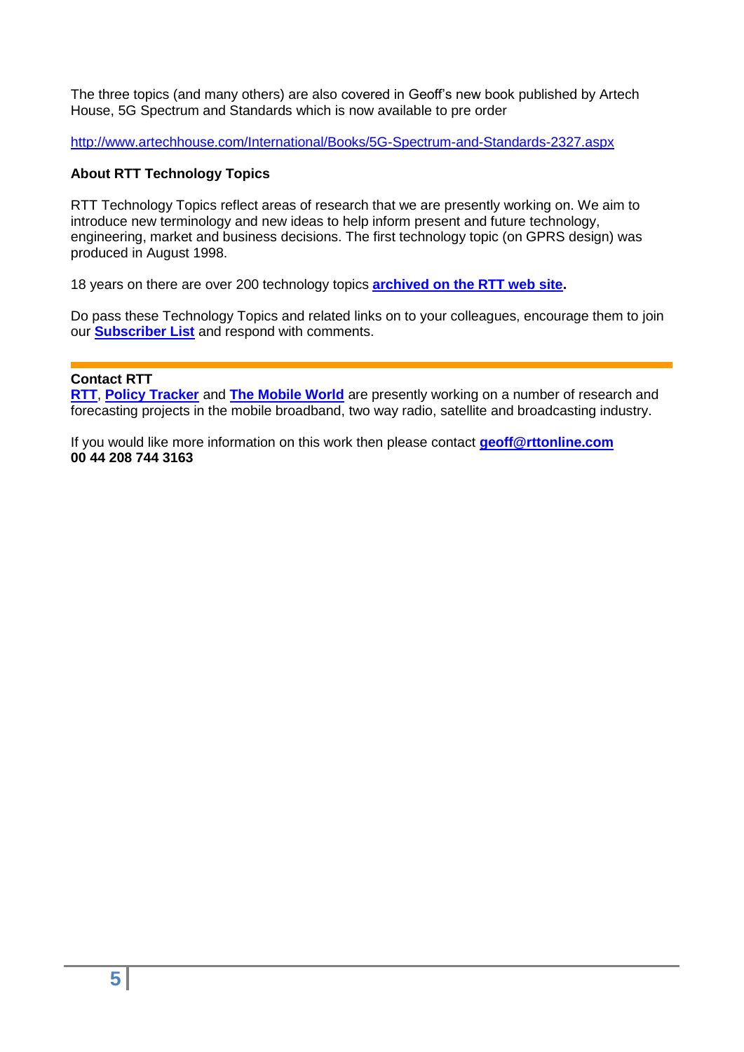The three topics (and many others) are also covered in Geoff's new book published by Artech House, 5G Spectrum and Standards which is now available to pre order

http://www.artechhouse.com/International/Books/5G-Spectrum-and-Standards-2327.aspx

**About RTT Technology Topics**

RTT Technology Topics reflect areas of research that we are presently working on. We aim to introduce new terminology and new ideas to help inform present and future technology, engineering, market and business decisions. The first technology topic (on GPRS design) was produced in August 1998.

18 years on there are over 200 technology topics **archived on the RTT web site.**

Do pass these Technology Topics and related links on to your colleagues, encourage them to join our **Subscriber List** and respond with comments.

---

**Contact RTT**

**RTT**, **Policy Tracker** and **The Mobile World** are presently working on a number of research and forecasting projects in the mobile broadband, two way radio, satellite and broadcasting industry.

If you would like more information on this work then please contact **geoff@rttonline.com**
**00 44 208 744 3163**